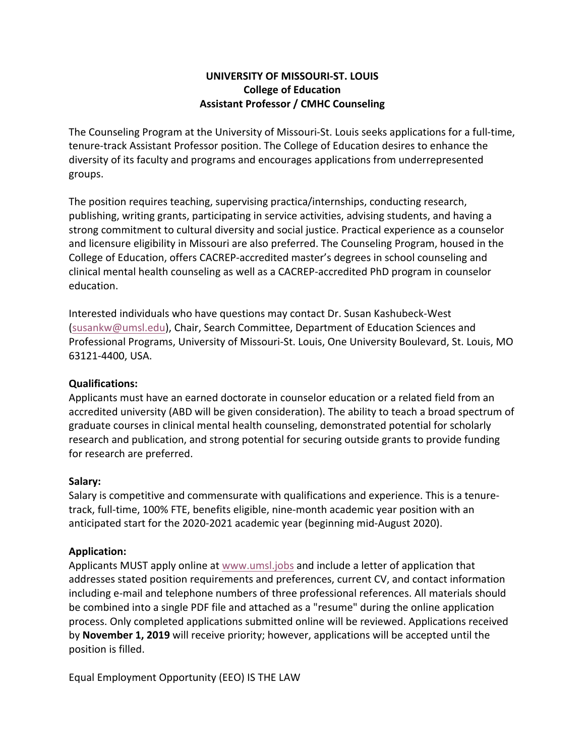# UNIVERSITY OF MISSOURI-ST. LOUIS
## College of Education
## Assistant Professor / CMHC Counseling

The Counseling Program at the University of Missouri-St. Louis seeks applications for a full-time, tenure-track Assistant Professor position. The College of Education desires to enhance the diversity of its faculty and programs and encourages applications from underrepresented groups.

The position requires teaching, supervising practica/internships, conducting research, publishing, writing grants, participating in service activities, advising students, and having a strong commitment to cultural diversity and social justice. Practical experience as a counselor and licensure eligibility in Missouri are also preferred. The Counseling Program, housed in the College of Education, offers CACREP-accredited master's degrees in school counseling and clinical mental health counseling as well as a CACREP-accredited PhD program in counselor education.

Interested individuals who have questions may contact Dr. Susan Kashubeck-West (susankw@umsl.edu), Chair, Search Committee, Department of Education Sciences and Professional Programs, University of Missouri-St. Louis, One University Boulevard, St. Louis, MO 63121-4400, USA.

**Qualifications:**
Applicants must have an earned doctorate in counselor education or a related field from an accredited university (ABD will be given consideration). The ability to teach a broad spectrum of graduate courses in clinical mental health counseling, demonstrated potential for scholarly research and publication, and strong potential for securing outside grants to provide funding for research are preferred.

**Salary:**
Salary is competitive and commensurate with qualifications and experience. This is a tenure-track, full-time, 100% FTE, benefits eligible, nine-month academic year position with an anticipated start for the 2020-2021 academic year (beginning mid-August 2020).

**Application:**
Applicants MUST apply online at www.umsl.jobs and include a letter of application that addresses stated position requirements and preferences, current CV, and contact information including e-mail and telephone numbers of three professional references. All materials should be combined into a single PDF file and attached as a "resume" during the online application process. Only completed applications submitted online will be reviewed. Applications received by **November 1, 2019** will receive priority; however, applications will be accepted until the position is filled.

Equal Employment Opportunity (EEO) IS THE LAW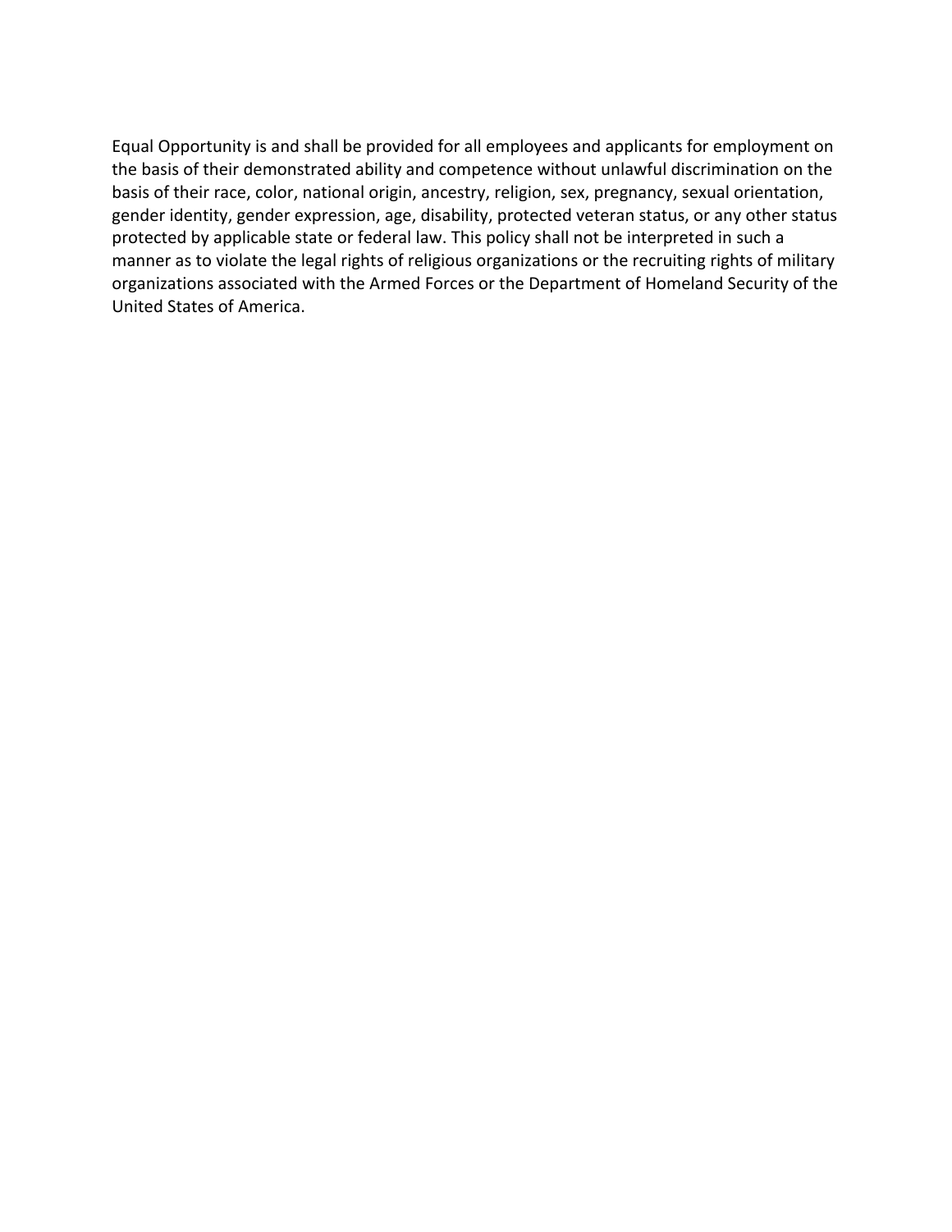Equal Opportunity is and shall be provided for all employees and applicants for employment on the basis of their demonstrated ability and competence without unlawful discrimination on the basis of their race, color, national origin, ancestry, religion, sex, pregnancy, sexual orientation, gender identity, gender expression, age, disability, protected veteran status, or any other status protected by applicable state or federal law. This policy shall not be interpreted in such a manner as to violate the legal rights of religious organizations or the recruiting rights of military organizations associated with the Armed Forces or the Department of Homeland Security of the United States of America.